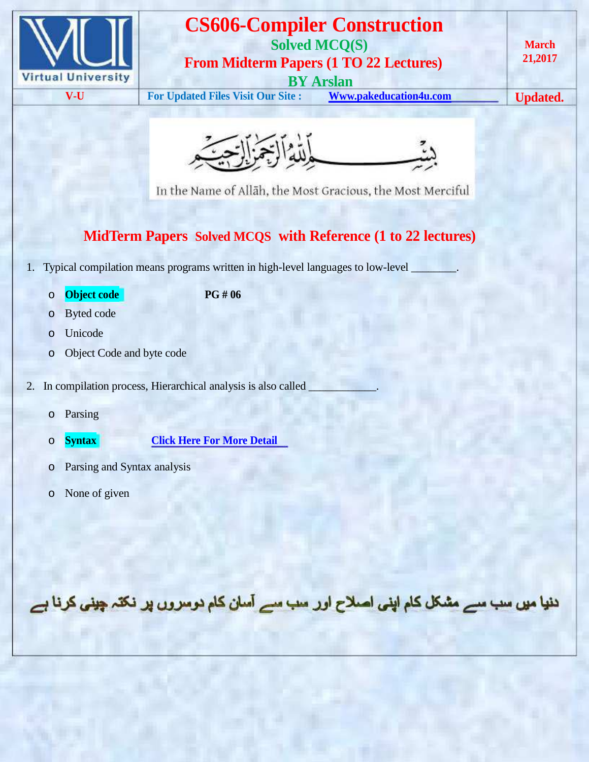# CS606-Compiler Construction

## Solved MCQ(S)

## From Midterm Papers (1 TO 22 Lectures)

## BY Arslan

March 21,2017

V-U | For Updated Files Visit Our Site : Www.pakeducation4u.com | Updated.

بِسْمِ اللَّهِ الرَّحْمَٰنِ الرَّحِيمِ

In the Name of Allāh, the Most Gracious, the Most Merciful

## MidTerm Papers Solved MCQS with Reference (1 to 22 lectures)

1. Typical compilation means programs written in high-level languages to low-level ________.

   - **Object code** PG # 06
   - Byted code
   - Unicode
   - Object Code and byte code

2. In compilation process, Hierarchical analysis is also called ____________.

   - Parsing
   - **Syntax** Click Here For More Detail
   - Parsing and Syntax analysis
   - None of given

دنیا میں سب سے مشکل کام اپنی اصلاح اور سب سے آسان کام دوسروں پر نکتہ چینی کرنا ہے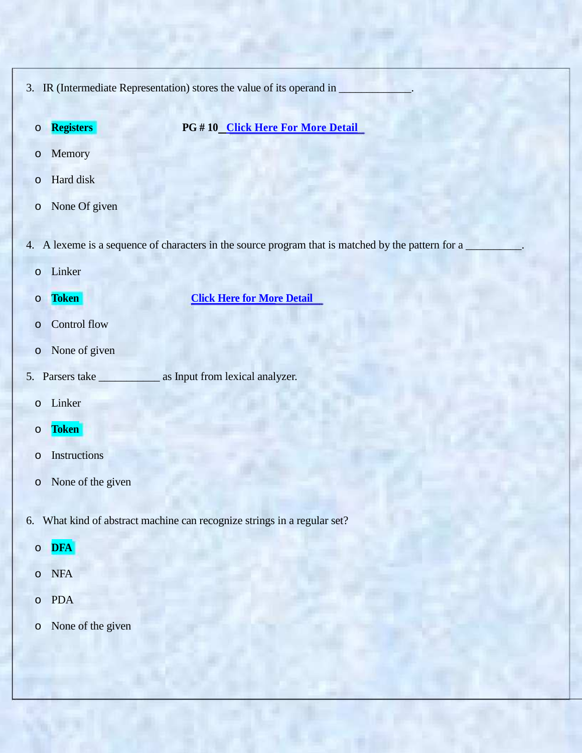3. IR (Intermediate Representation) stores the value of its operand in _____________.

   - **Registers** **PG # 10 Click Here For More Detail**
   - Memory
   - Hard disk
   - None Of given

4. A lexeme is a sequence of characters in the source program that is matched by the pattern for a __________.

   - Linker
   - **Token** **Click Here for More Detail**
   - Control flow
   - None of given

5. Parsers take ___________ as Input from lexical analyzer.

   - Linker
   - **Token**
   - Instructions
   - None of the given

6. What kind of abstract machine can recognize strings in a regular set?

   - **DFA**
   - NFA
   - PDA
   - None of the given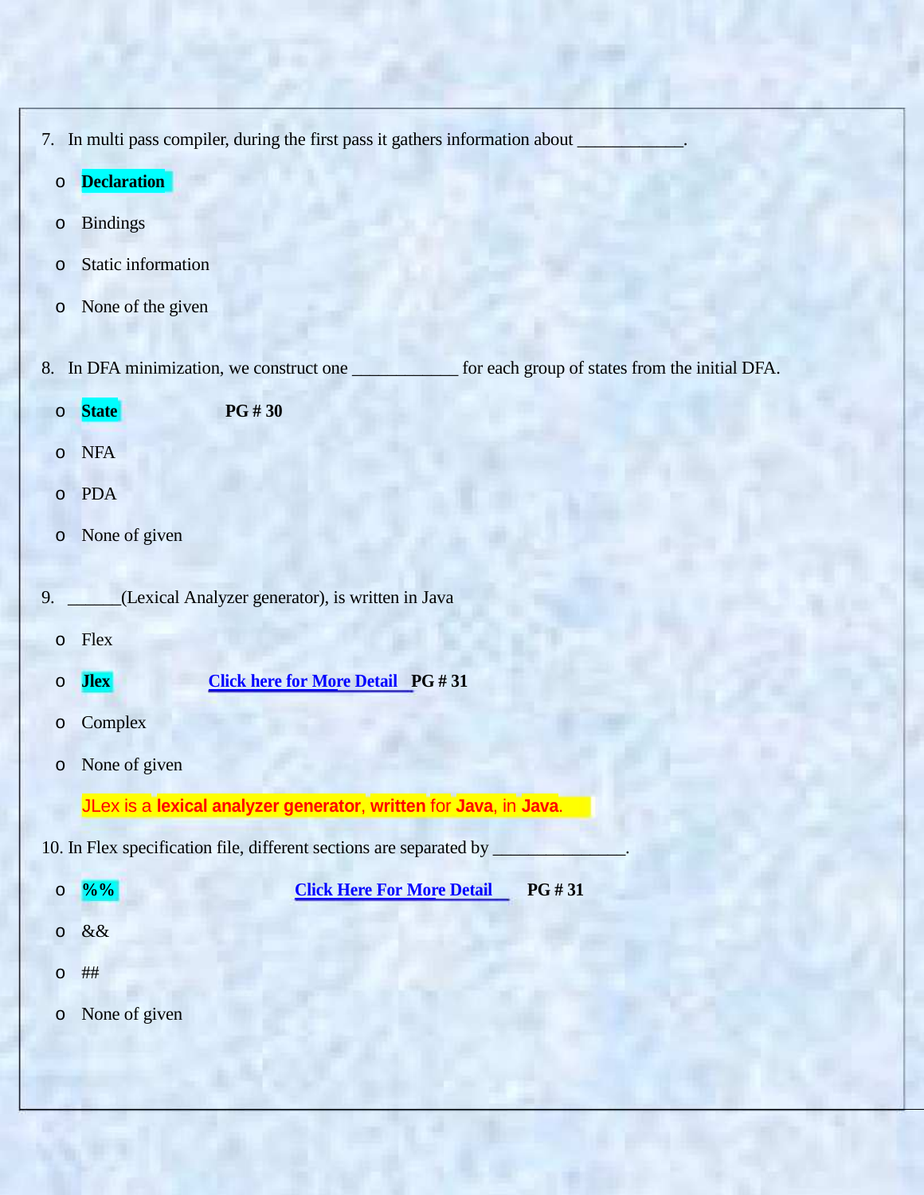7. In multi pass compiler, during the first pass it gathers information about ____________.

- **Declaration**
- Bindings
- Static information
- None of the given

8. In DFA minimization, we construct one ____________ for each group of states from the initial DFA.

- **State** **PG # 30**
- NFA
- PDA
- None of given

9. ______(Lexical Analyzer generator), is written in Java

- Flex
- **Jlex** **Click here for More Detail** **PG # 31**
- Complex
- None of given

JLex is a **lexical analyzer generator**, **written** for **Java**, in **Java**.

10. In Flex specification file, different sections are separated by _______________.

- **%%** **Click Here For More Detail** **PG # 31**
- &&
- ##
- None of given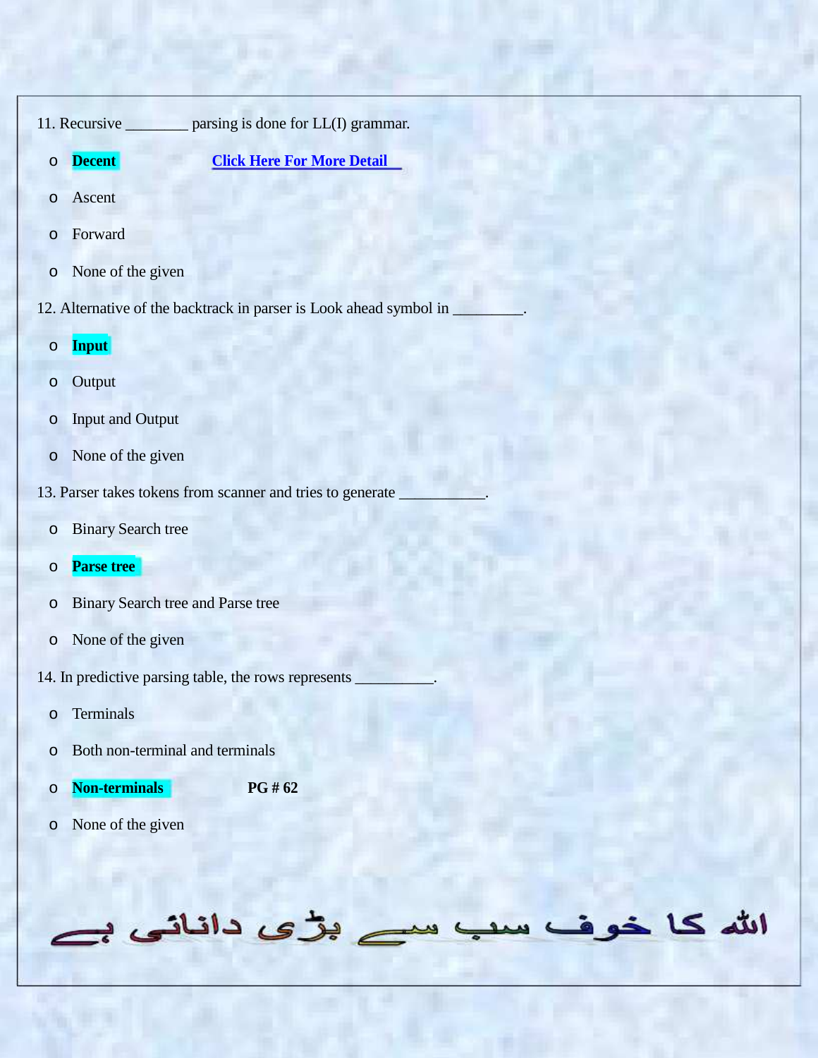11. Recursive ________ parsing is done for LL(I) grammar.

- **Decent** [Click Here For More Detail]
- Ascent
- Forward
- None of the given

12. Alternative of the backtrack in parser is Look ahead symbol in _________.

- **Input**
- Output
- Input and Output
- None of the given

13. Parser takes tokens from scanner and tries to generate ___________.

- Binary Search tree
- **Parse tree**
- Binary Search tree and Parse tree
- None of the given

14. In predictive parsing table, the rows represents __________.

- Terminals
- Both non-terminal and terminals
- **Non-terminals** **PG # 62**
- None of the given

اللہ کا خوف سب سے بڑی دانائی ہے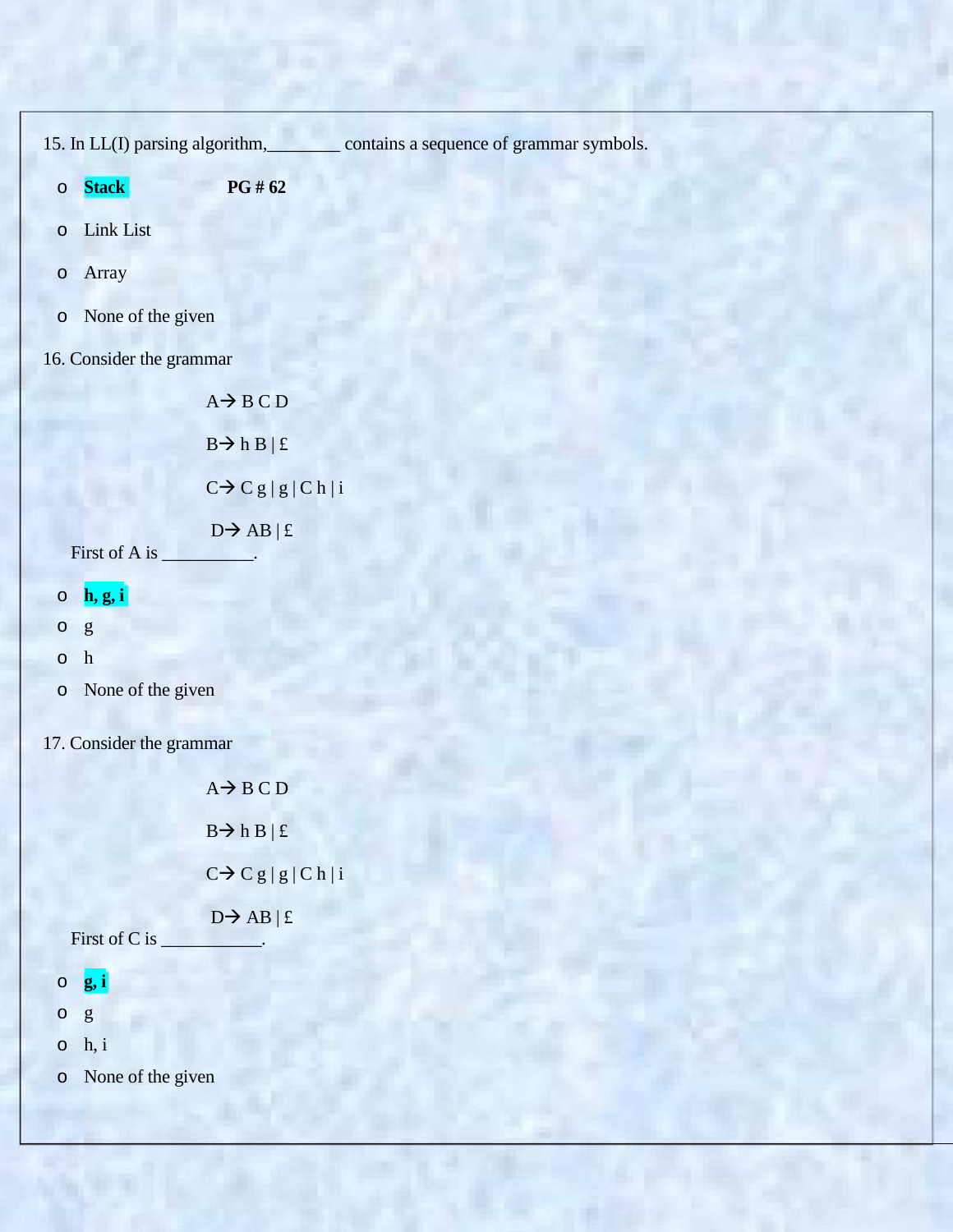15. In LL(I) parsing algorithm,________ contains a sequence of grammar symbols.

- **Stack** **PG # 62**
- Link List
- Array
- None of the given

16. Consider the grammar

A→ B C D

B→ h B | £

C→ C g | g | C h | i

D→ AB | £

First of A is __________.

- **h, g, i**
- g
- h
- None of the given

17. Consider the grammar

A→ B C D

B→ h B | £

C→ C g | g | C h | i

D→ AB | £

First of C is ___________.

- **g, i**
- g
- h, i
- None of the given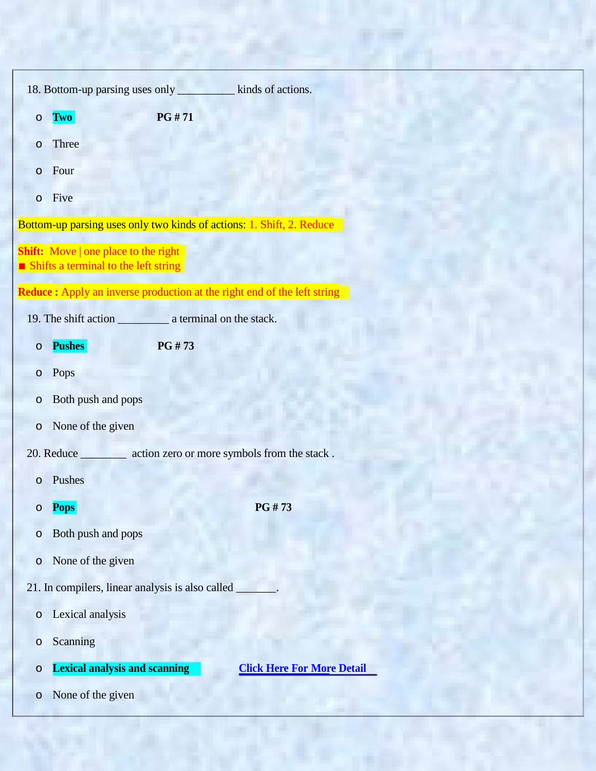18. Bottom-up parsing uses only __________ kinds of actions.

- **Two** **PG # 71**
- Three
- Four
- Five

Bottom-up parsing uses only two kinds of actions: 1. Shift, 2. Reduce

**Shift:** Move | one place to the right
■ Shifts a terminal to the left string

**Reduce :** Apply an inverse production at the right end of the left string

19. The shift action _________ a terminal on the stack.

- **Pushes** **PG # 73**
- Pops
- Both push and pops
- None of the given

20. Reduce ________ action zero or more symbols from the stack .

- Pushes
- **Pops** **PG # 73**
- Both push and pops
- None of the given

21. In compilers, linear analysis is also called _______.

- Lexical analysis
- Scanning
- **Lexical analysis and scanning** **Click Here For More Detail**
- None of the given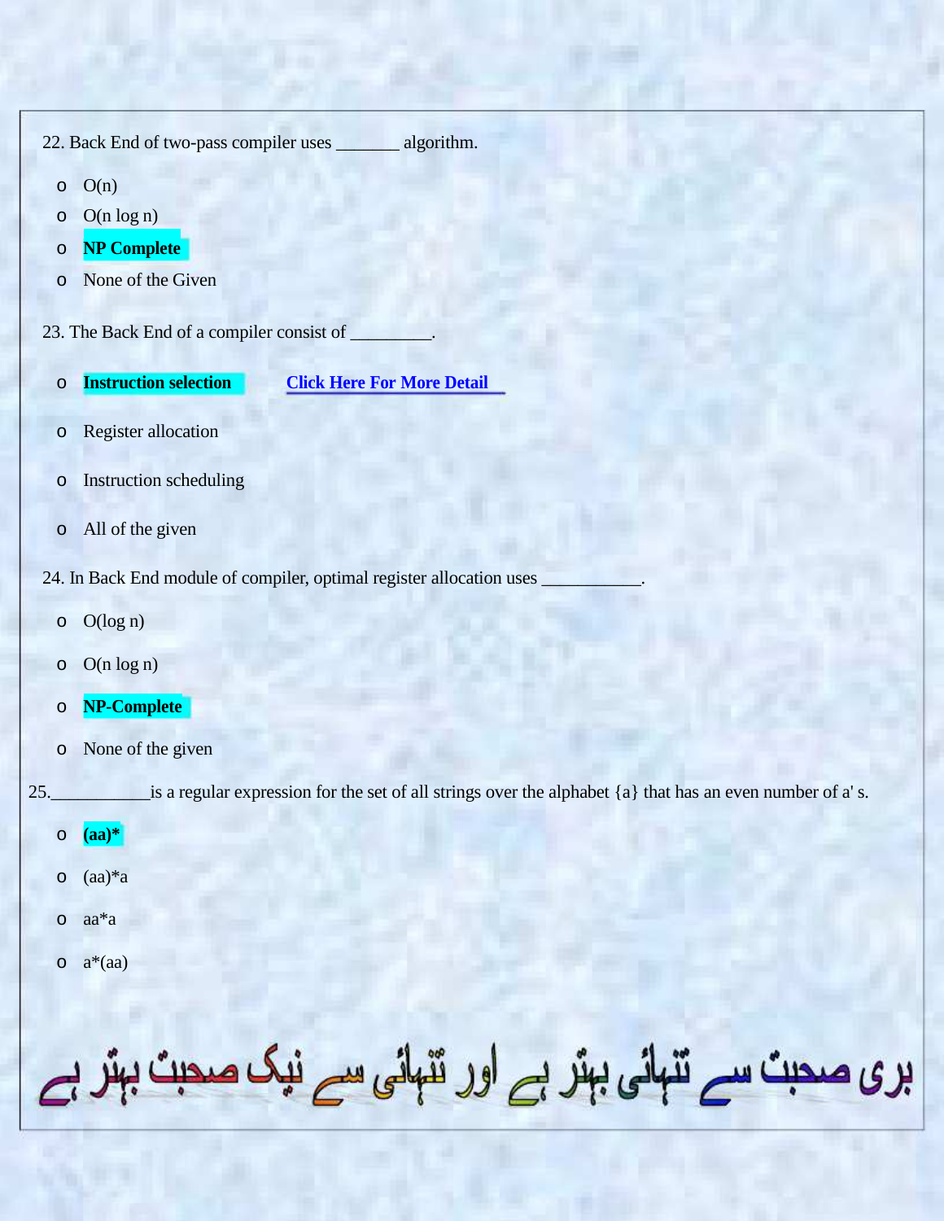22. Back End of two-pass compiler uses _______ algorithm.

- O(n)
- O(n log n)
- **NP Complete**
- None of the Given

23. The Back End of a compiler consist of _________.

- **Instruction selection** Click Here For More Detail
- Register allocation
- Instruction scheduling
- All of the given

24. In Back End module of compiler, optimal register allocation uses ___________.

- O(log n)
- O(n log n)
- **NP-Complete**
- None of the given

25.___________is a regular expression for the set of all strings over the alphabet {a} that has an even number of a' s.

- **(aa)***
- (aa)*a
- aa*a
- a*(aa)

بری صحبت سے تنہائی بہتر ہے اور تنہائی سے نیک صحبت بہتر ہے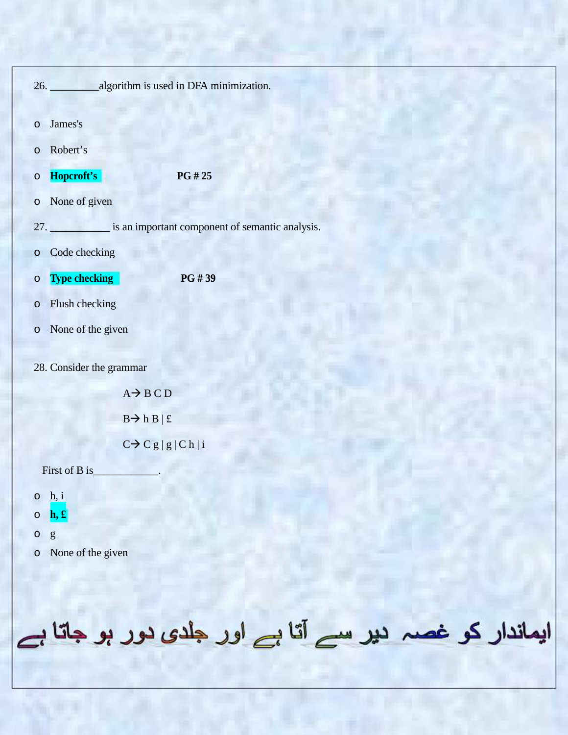26. ________algorithm is used in DFA minimization.

- James's
- Robert's
- **Hopcroft's** **PG # 25**
- None of given

27. ___________ is an important component of semantic analysis.

- Code checking
- **Type checking** **PG # 39**
- Flush checking
- None of the given

28. Consider the grammar

A→ B C D

B→ h B | £

C→ C g | g | C h | i

First of B is___________.

- h, i
- **h, £**
- g
- None of the given

ایماندار کو غصہ دیر سے آتا ہے اور جلدی دور ہو جاتا ہے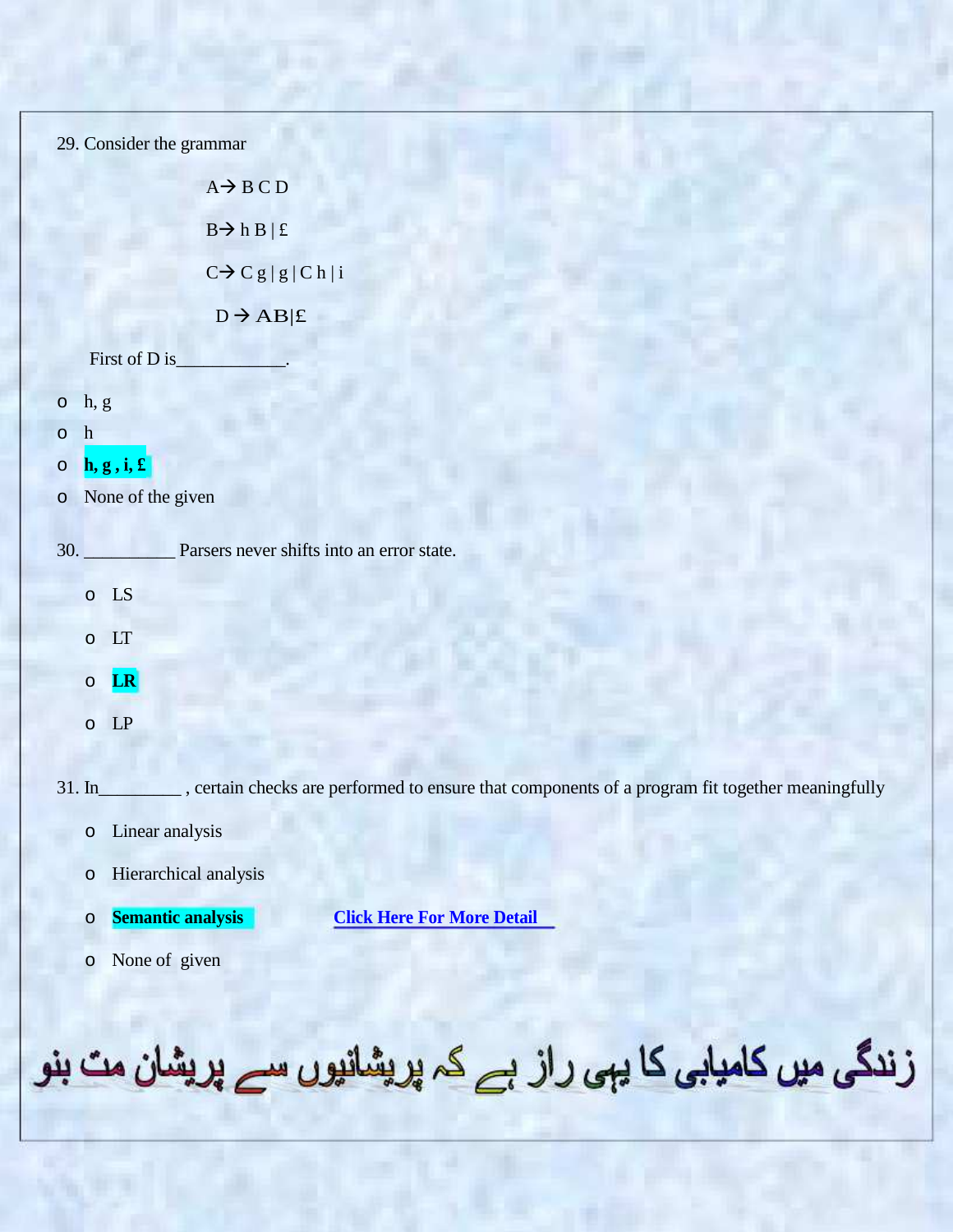29. Consider the grammar

A→ B C D

B→ h B | £

C→ C g | g | C h | i

D → AB|£

First of D is____________.

- h, g
- h
- **h, g , i, £**
- None of the given

30. __________ Parsers never shifts into an error state.

- LS
- LT
- **LR**
- LP

31. In_________ , certain checks are performed to ensure that components of a program fit together meaningfully

- Linear analysis
- Hierarchical analysis
- **Semantic analysis** Click Here For More Detail
- None of given

زندگی میں کامیابی کا یہی راز ہے کہ پریشانیوں سے پریشان مت بنو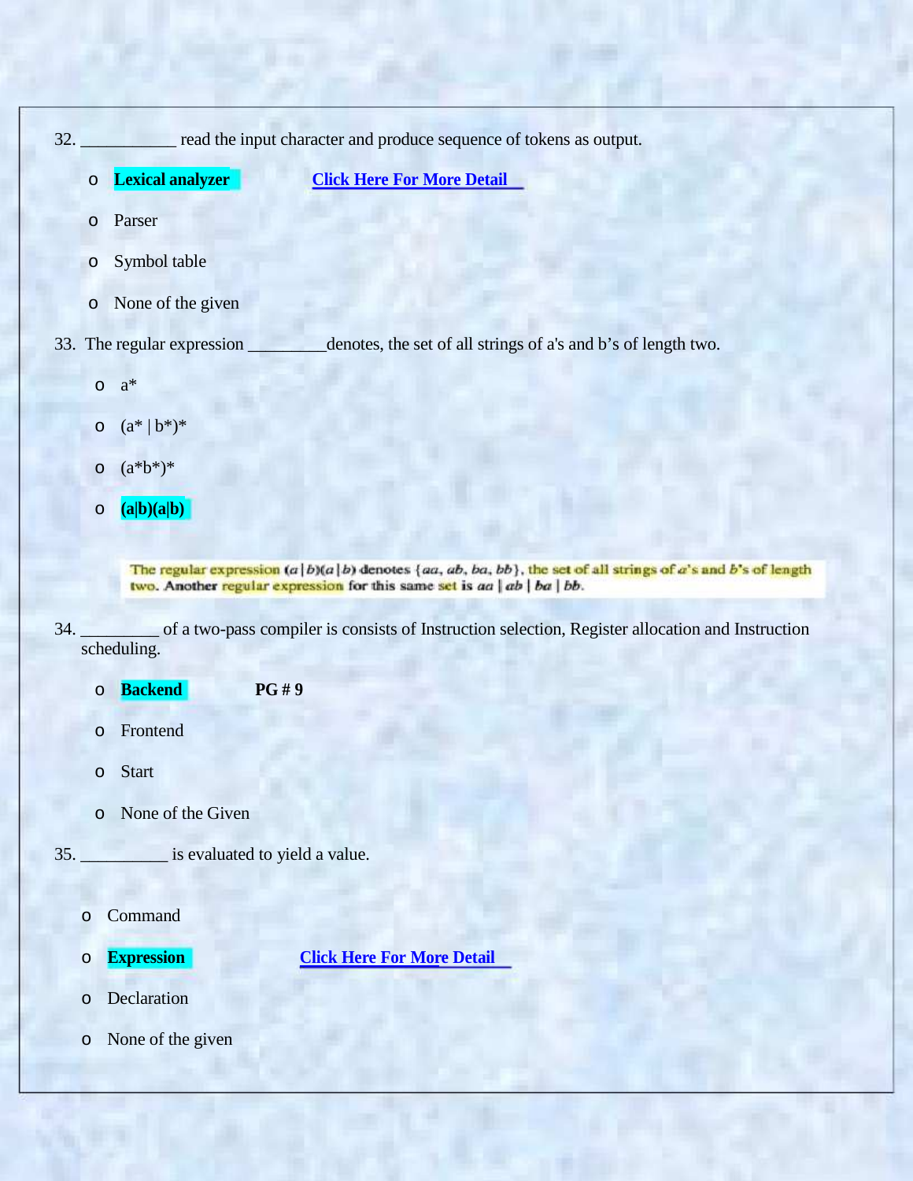32. ___________ read the input character and produce sequence of tokens as output.

- **Lexical analyzer** Click Here For More Detail
- Parser
- Symbol table
- None of the given

33. The regular expression _________denotes, the set of all strings of a's and b's of length two.

- a*
- (a* | b*)*
- (a*b*)*
- **(a|b)(a|b)**

The regular expression $(a\,|\,b)(a\,|\,b)$ denotes $\{aa, ab, ba, bb\}$, the set of all strings of $a$'s and $b$'s of length two. Another regular expression for this same set is $aa \mid ab \mid ba \mid bb$.

34. _________ of a two-pass compiler is consists of Instruction selection, Register allocation and Instruction scheduling.

- **Backend** **PG # 9**
- Frontend
- Start
- None of the Given

35. __________ is evaluated to yield a value.

- Command
- **Expression** Click Here For More Detail
- Declaration
- None of the given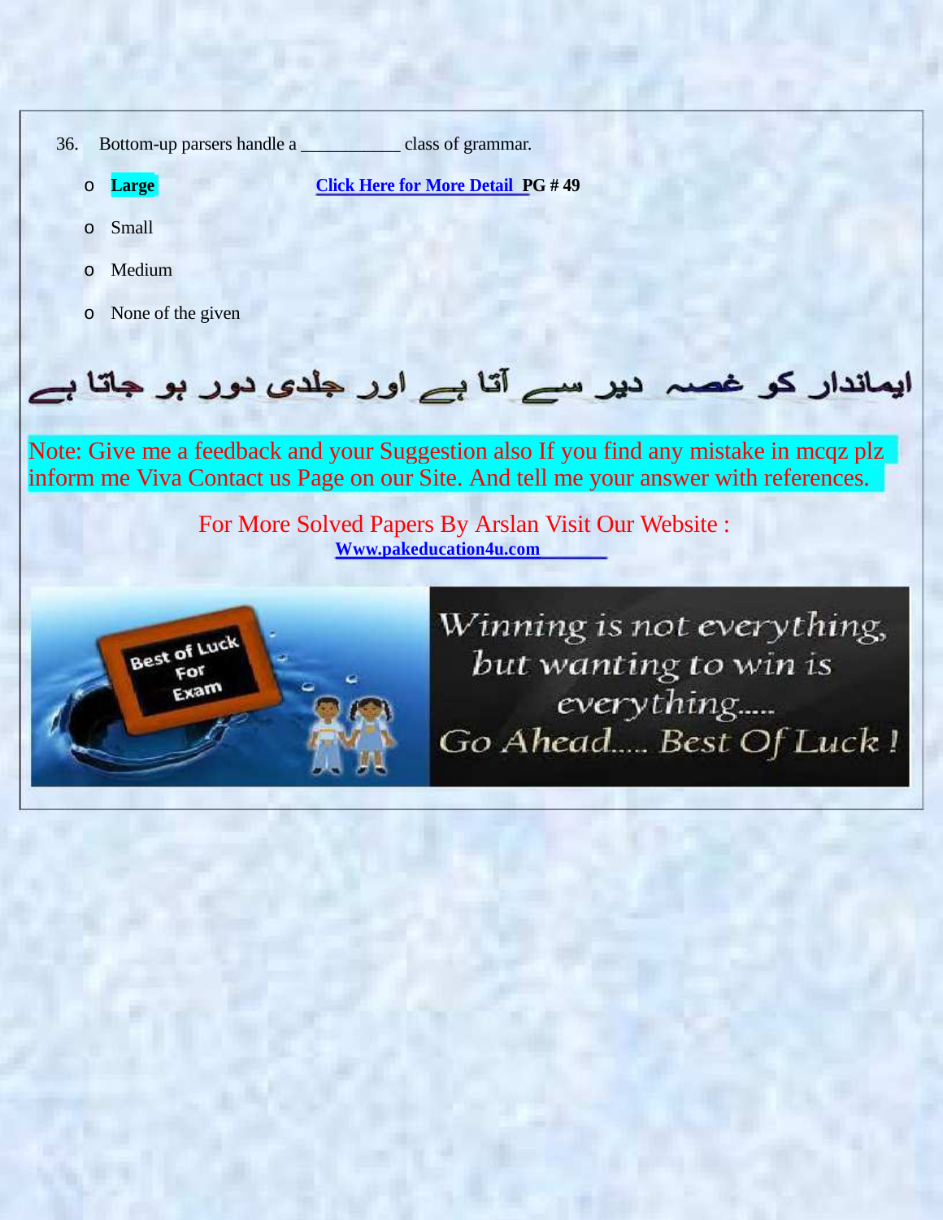36. Bottom-up parsers handle a ___________ class of grammar.

- **Large** Click Here for More Detail PG # 49
- Small
- Medium
- None of the given

ایماندار کو غصہ دیر سے آتا ہے اور جلدی دور ہو جاتا ہے

Note: Give me a feedback and your Suggestion also If you find any mistake in mcqz plz inform me Viva Contact us Page on our Site. And tell me your answer with references.

For More Solved Papers By Arslan Visit Our Website :
Www.pakeducation4u.com